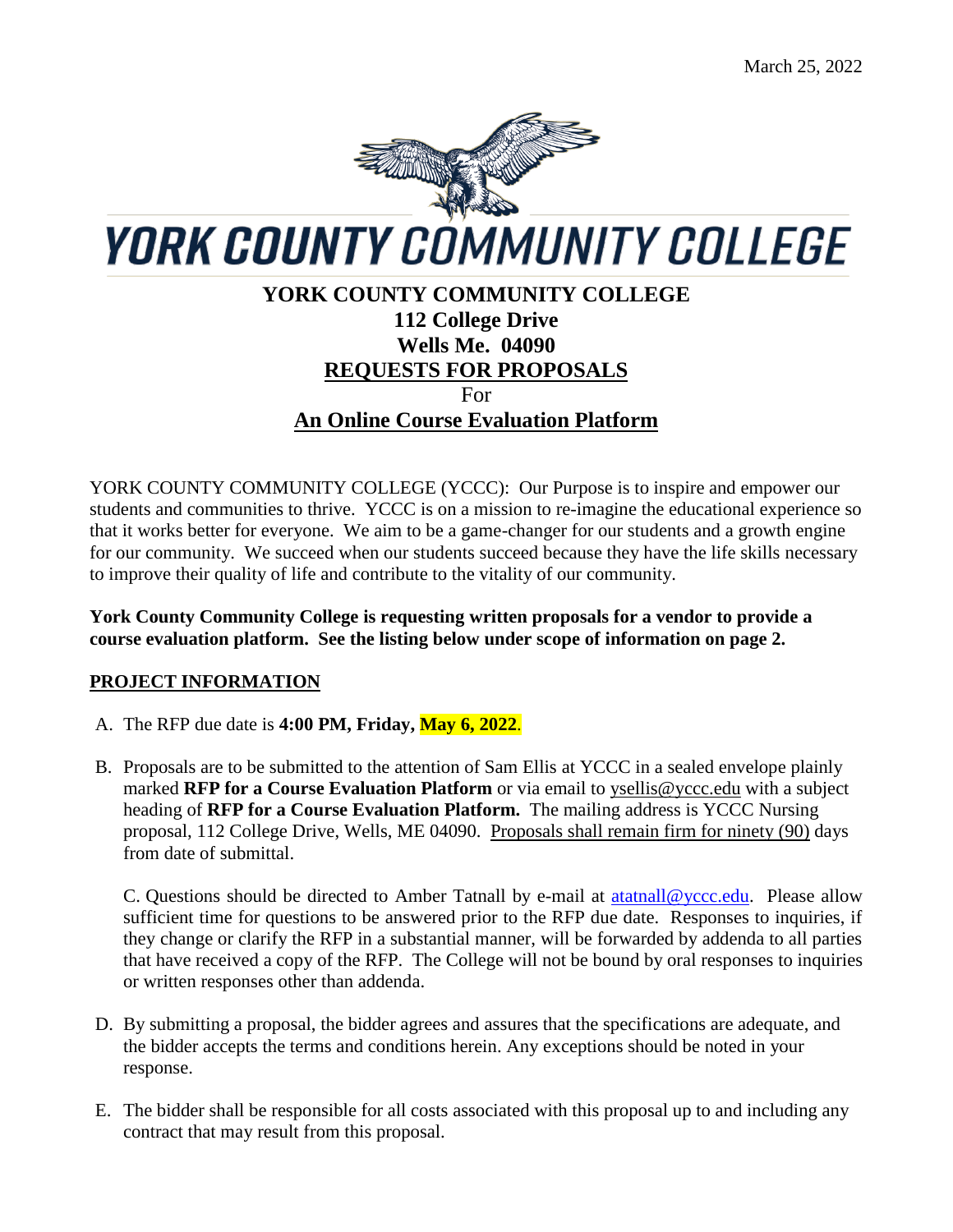March 25, 2022

YORK COUNTY COMMUNITY COLLEGE

# YORK COUNTY COMMUNITY COLLEGE
## 112 College Drive
## Wells Me. 04090
## REQUESTS FOR PROPOSALS
For
## An Online Course Evaluation Platform

YORK COUNTY COMMUNITY COLLEGE (YCCC): Our Purpose is to inspire and empower our students and communities to thrive. YCCC is on a mission to re-imagine the educational experience so that it works better for everyone. We aim to be a game-changer for our students and a growth engine for our community. We succeed when our students succeed because they have the life skills necessary to improve their quality of life and contribute to the vitality of our community.

**York County Community College is requesting written proposals for a vendor to provide a course evaluation platform. See the listing below under scope of information on page 2.**

## PROJECT INFORMATION

A. The RFP due date is **4:00 PM, Friday, May 6, 2022**.

B. Proposals are to be submitted to the attention of Sam Ellis at YCCC in a sealed envelope plainly marked **RFP for a Course Evaluation Platform** or via email to ysellis@yccc.edu with a subject heading of **RFP for a Course Evaluation Platform.** The mailing address is YCCC Nursing proposal, 112 College Drive, Wells, ME 04090. Proposals shall remain firm for ninety (90) days from date of submittal.

C. Questions should be directed to Amber Tatnall by e-mail at atatnall@yccc.edu. Please allow sufficient time for questions to be answered prior to the RFP due date. Responses to inquiries, if they change or clarify the RFP in a substantial manner, will be forwarded by addenda to all parties that have received a copy of the RFP. The College will not be bound by oral responses to inquiries or written responses other than addenda.

D. By submitting a proposal, the bidder agrees and assures that the specifications are adequate, and the bidder accepts the terms and conditions herein. Any exceptions should be noted in your response.

E. The bidder shall be responsible for all costs associated with this proposal up to and including any contract that may result from this proposal.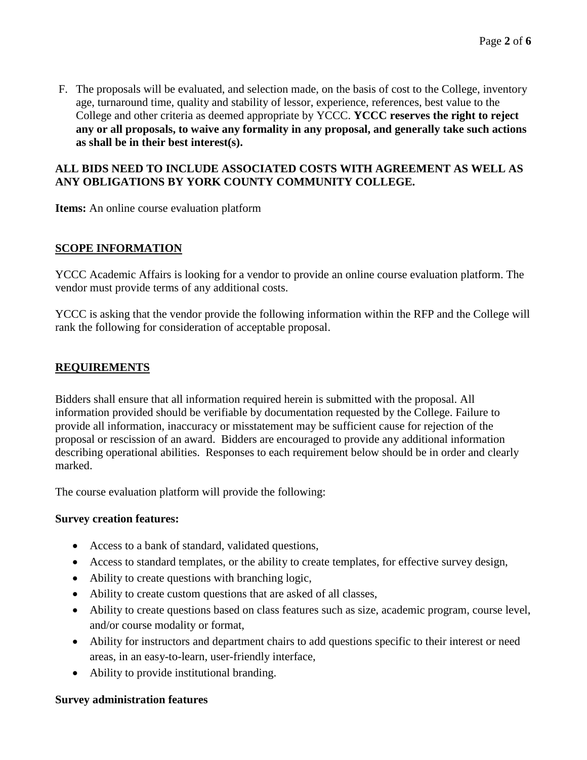F. The proposals will be evaluated, and selection made, on the basis of cost to the College, inventory age, turnaround time, quality and stability of lessor, experience, references, best value to the College and other criteria as deemed appropriate by YCCC. **YCCC reserves the right to reject any or all proposals, to waive any formality in any proposal, and generally take such actions as shall be in their best interest(s).**

**ALL BIDS NEED TO INCLUDE ASSOCIATED COSTS WITH AGREEMENT AS WELL AS ANY OBLIGATIONS BY YORK COUNTY COMMUNITY COLLEGE.**

**Items:** An online course evaluation platform

## SCOPE INFORMATION

YCCC Academic Affairs is looking for a vendor to provide an online course evaluation platform. The vendor must provide terms of any additional costs.

YCCC is asking that the vendor provide the following information within the RFP and the College will rank the following for consideration of acceptable proposal.

## REQUIREMENTS

Bidders shall ensure that all information required herein is submitted with the proposal. All information provided should be verifiable by documentation requested by the College. Failure to provide all information, inaccuracy or misstatement may be sufficient cause for rejection of the proposal or rescission of an award. Bidders are encouraged to provide any additional information describing operational abilities. Responses to each requirement below should be in order and clearly marked.

The course evaluation platform will provide the following:

**Survey creation features:**

- Access to a bank of standard, validated questions,
- Access to standard templates, or the ability to create templates, for effective survey design,
- Ability to create questions with branching logic,
- Ability to create custom questions that are asked of all classes,
- Ability to create questions based on class features such as size, academic program, course level, and/or course modality or format,
- Ability for instructors and department chairs to add questions specific to their interest or need areas, in an easy-to-learn, user-friendly interface,
- Ability to provide institutional branding.

**Survey administration features**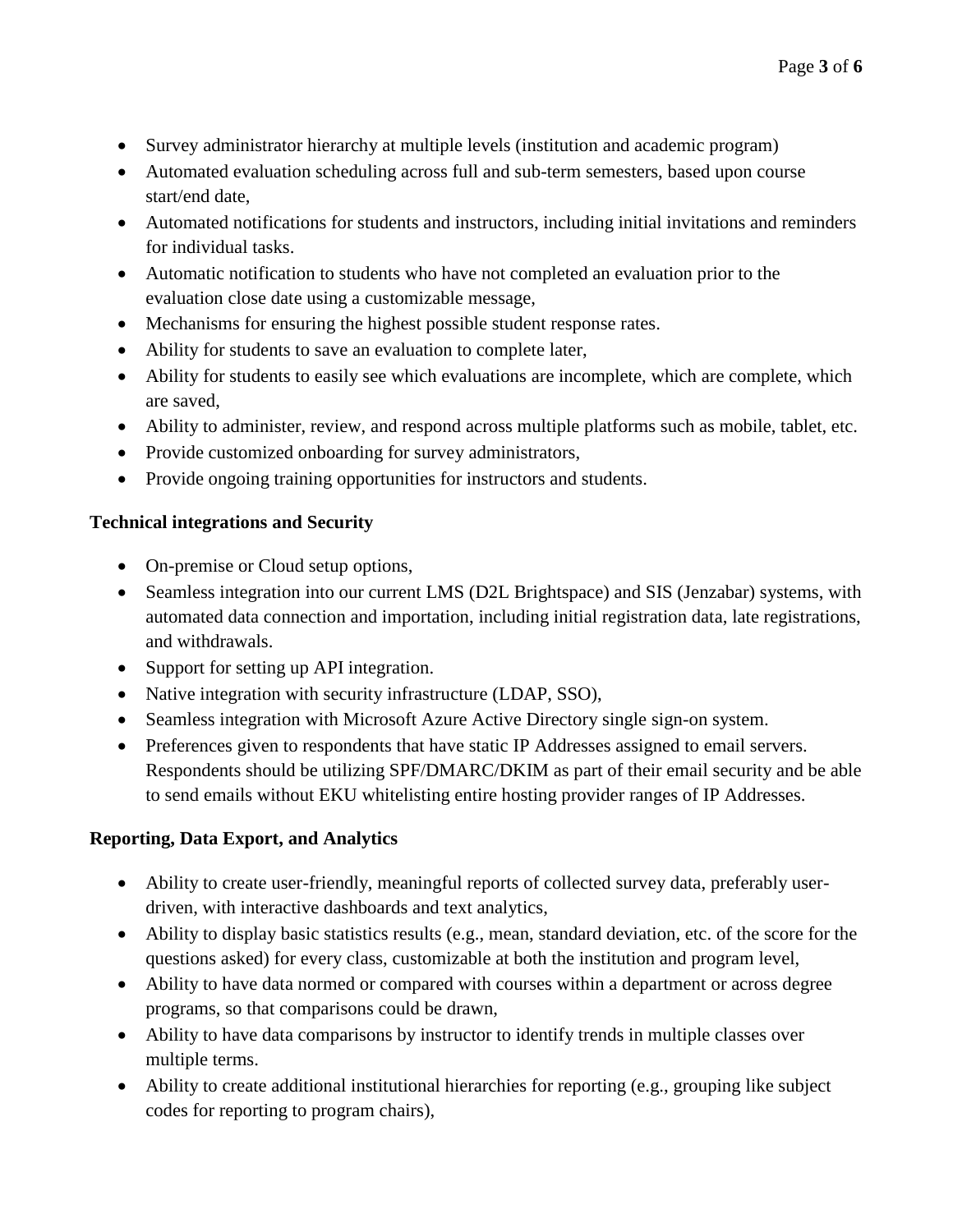- Survey administrator hierarchy at multiple levels (institution and academic program)
- Automated evaluation scheduling across full and sub-term semesters, based upon course start/end date,
- Automated notifications for students and instructors, including initial invitations and reminders for individual tasks.
- Automatic notification to students who have not completed an evaluation prior to the evaluation close date using a customizable message,
- Mechanisms for ensuring the highest possible student response rates.
- Ability for students to save an evaluation to complete later,
- Ability for students to easily see which evaluations are incomplete, which are complete, which are saved,
- Ability to administer, review, and respond across multiple platforms such as mobile, tablet, etc.
- Provide customized onboarding for survey administrators,
- Provide ongoing training opportunities for instructors and students.

**Technical integrations and Security**

- On-premise or Cloud setup options,
- Seamless integration into our current LMS (D2L Brightspace) and SIS (Jenzabar) systems, with automated data connection and importation, including initial registration data, late registrations, and withdrawals.
- Support for setting up API integration.
- Native integration with security infrastructure (LDAP, SSO),
- Seamless integration with Microsoft Azure Active Directory single sign-on system.
- Preferences given to respondents that have static IP Addresses assigned to email servers. Respondents should be utilizing SPF/DMARC/DKIM as part of their email security and be able to send emails without EKU whitelisting entire hosting provider ranges of IP Addresses.

**Reporting, Data Export, and Analytics**

- Ability to create user-friendly, meaningful reports of collected survey data, preferably user-driven, with interactive dashboards and text analytics,
- Ability to display basic statistics results (e.g., mean, standard deviation, etc. of the score for the questions asked) for every class, customizable at both the institution and program level,
- Ability to have data normed or compared with courses within a department or across degree programs, so that comparisons could be drawn,
- Ability to have data comparisons by instructor to identify trends in multiple classes over multiple terms.
- Ability to create additional institutional hierarchies for reporting (e.g., grouping like subject codes for reporting to program chairs),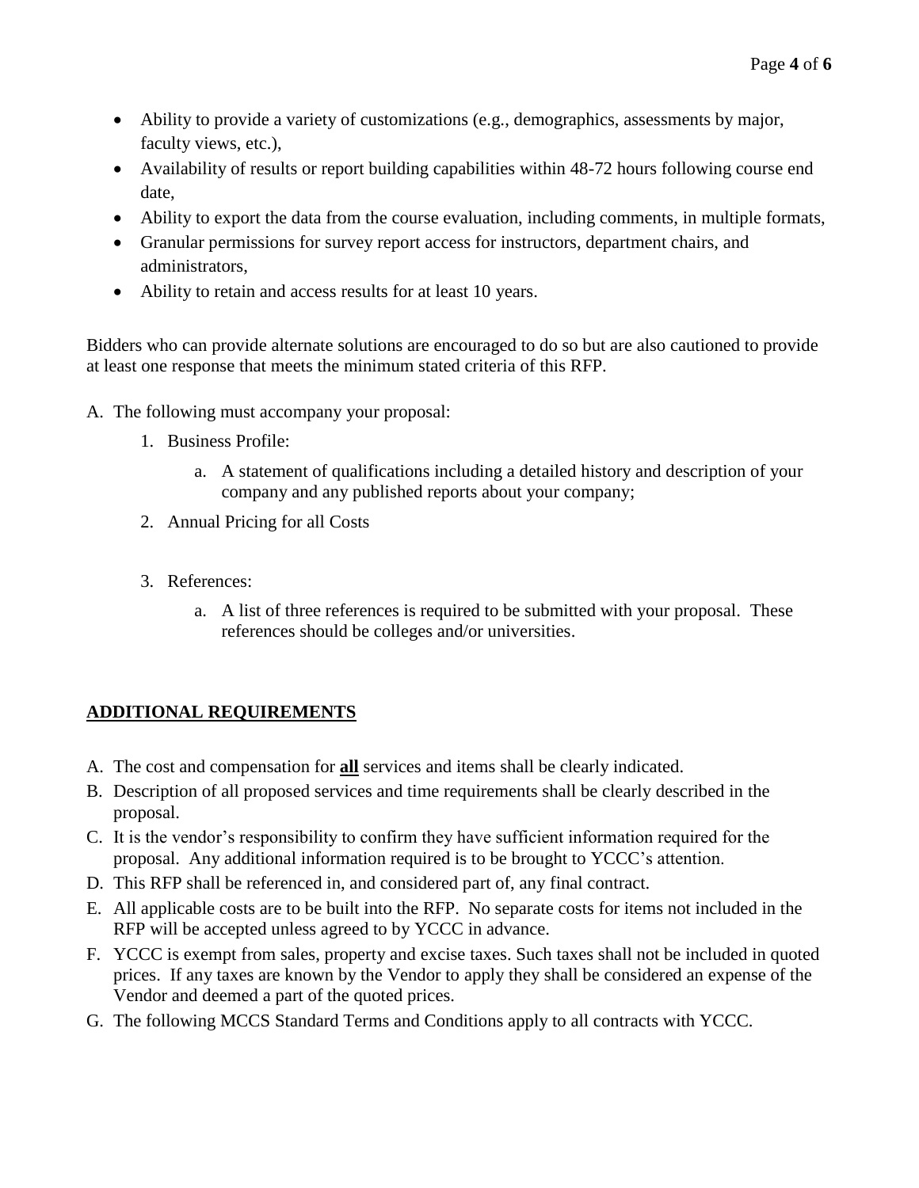- Ability to provide a variety of customizations (e.g., demographics, assessments by major, faculty views, etc.),
- Availability of results or report building capabilities within 48-72 hours following course end date,
- Ability to export the data from the course evaluation, including comments, in multiple formats,
- Granular permissions for survey report access for instructors, department chairs, and administrators,
- Ability to retain and access results for at least 10 years.

Bidders who can provide alternate solutions are encouraged to do so but are also cautioned to provide at least one response that meets the minimum stated criteria of this RFP.

A. The following must accompany your proposal:
   1. Business Profile:
      a. A statement of qualifications including a detailed history and description of your company and any published reports about your company;
   2. Annual Pricing for all Costs
   3. References:
      a. A list of three references is required to be submitted with your proposal. These references should be colleges and/or universities.

## ADDITIONAL REQUIREMENTS

A. The cost and compensation for **all** services and items shall be clearly indicated.
B. Description of all proposed services and time requirements shall be clearly described in the proposal.
C. It is the vendor's responsibility to confirm they have sufficient information required for the proposal. Any additional information required is to be brought to YCCC's attention.
D. This RFP shall be referenced in, and considered part of, any final contract.
E. All applicable costs are to be built into the RFP. No separate costs for items not included in the RFP will be accepted unless agreed to by YCCC in advance.
F. YCCC is exempt from sales, property and excise taxes. Such taxes shall not be included in quoted prices. If any taxes are known by the Vendor to apply they shall be considered an expense of the Vendor and deemed a part of the quoted prices.
G. The following MCCS Standard Terms and Conditions apply to all contracts with YCCC.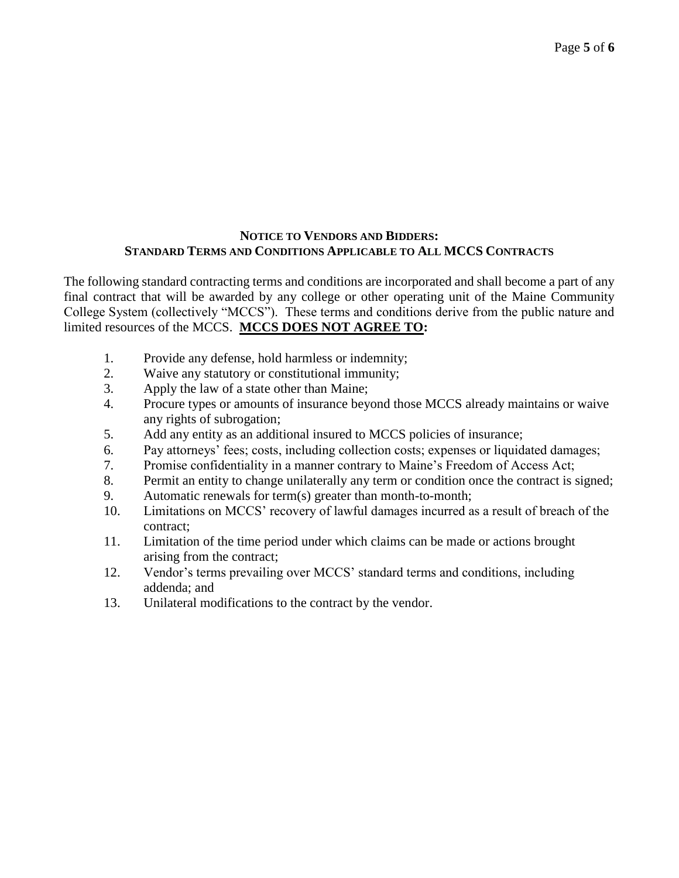## **NOTICE TO VENDORS AND BIDDERS:**
## **STANDARD TERMS AND CONDITIONS APPLICABLE TO ALL MCCS CONTRACTS**

The following standard contracting terms and conditions are incorporated and shall become a part of any final contract that will be awarded by any college or other operating unit of the Maine Community College System (collectively "MCCS"). These terms and conditions derive from the public nature and limited resources of the MCCS. **MCCS DOES NOT AGREE TO:**

1. Provide any defense, hold harmless or indemnity;
2. Waive any statutory or constitutional immunity;
3. Apply the law of a state other than Maine;
4. Procure types or amounts of insurance beyond those MCCS already maintains or waive any rights of subrogation;
5. Add any entity as an additional insured to MCCS policies of insurance;
6. Pay attorneys' fees; costs, including collection costs; expenses or liquidated damages;
7. Promise confidentiality in a manner contrary to Maine's Freedom of Access Act;
8. Permit an entity to change unilaterally any term or condition once the contract is signed;
9. Automatic renewals for term(s) greater than month-to-month;
10. Limitations on MCCS' recovery of lawful damages incurred as a result of breach of the contract;
11. Limitation of the time period under which claims can be made or actions brought arising from the contract;
12. Vendor's terms prevailing over MCCS' standard terms and conditions, including addenda; and
13. Unilateral modifications to the contract by the vendor.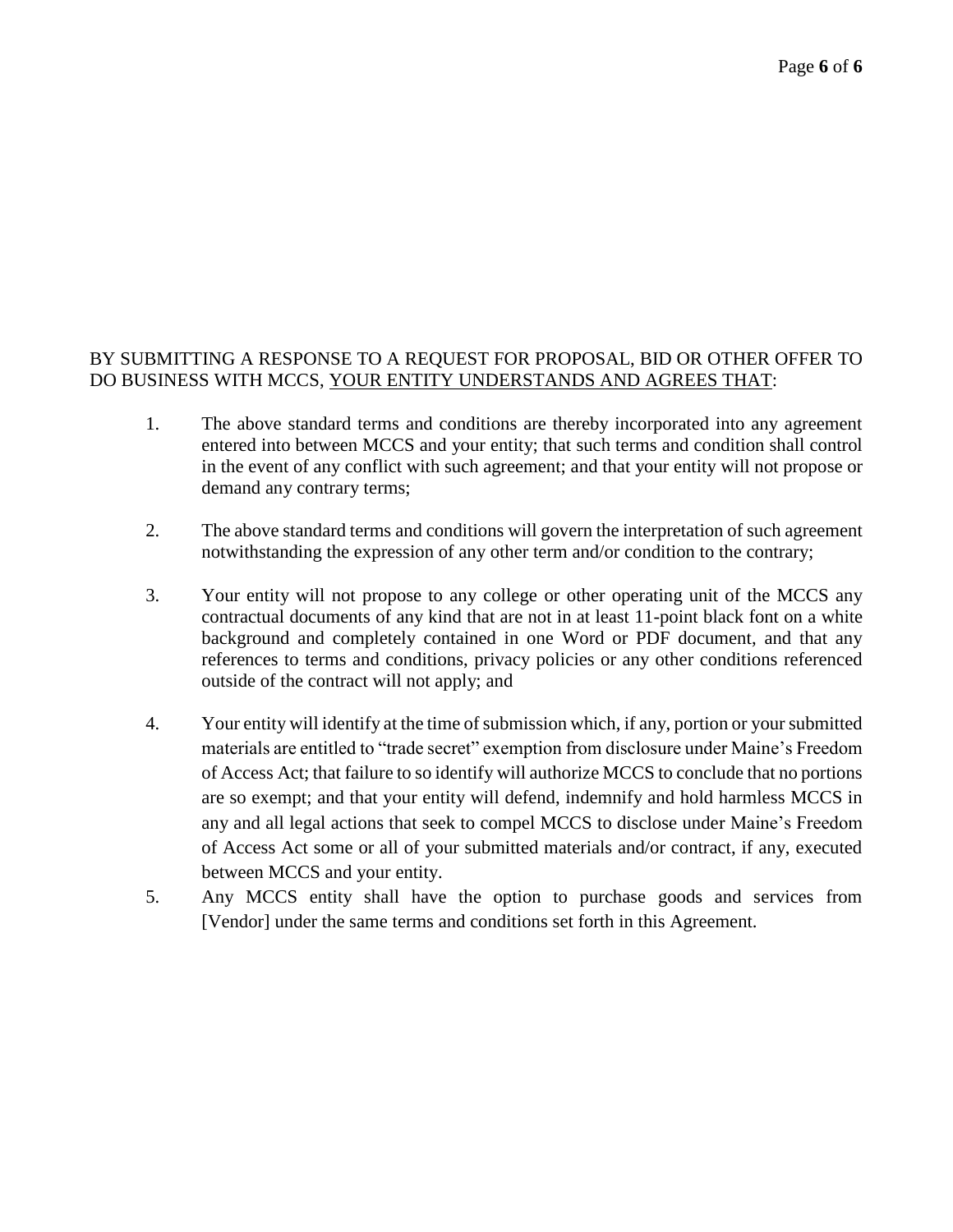BY SUBMITTING A RESPONSE TO A REQUEST FOR PROPOSAL, BID OR OTHER OFFER TO DO BUSINESS WITH MCCS, YOUR ENTITY UNDERSTANDS AND AGREES THAT:

1. The above standard terms and conditions are thereby incorporated into any agreement entered into between MCCS and your entity; that such terms and condition shall control in the event of any conflict with such agreement; and that your entity will not propose or demand any contrary terms;

2. The above standard terms and conditions will govern the interpretation of such agreement notwithstanding the expression of any other term and/or condition to the contrary;

3. Your entity will not propose to any college or other operating unit of the MCCS any contractual documents of any kind that are not in at least 11-point black font on a white background and completely contained in one Word or PDF document, and that any references to terms and conditions, privacy policies or any other conditions referenced outside of the contract will not apply; and

4. Your entity will identify at the time of submission which, if any, portion or your submitted materials are entitled to "trade secret" exemption from disclosure under Maine's Freedom of Access Act; that failure to so identify will authorize MCCS to conclude that no portions are so exempt; and that your entity will defend, indemnify and hold harmless MCCS in any and all legal actions that seek to compel MCCS to disclose under Maine's Freedom of Access Act some or all of your submitted materials and/or contract, if any, executed between MCCS and your entity.

5. Any MCCS entity shall have the option to purchase goods and services from [Vendor] under the same terms and conditions set forth in this Agreement.